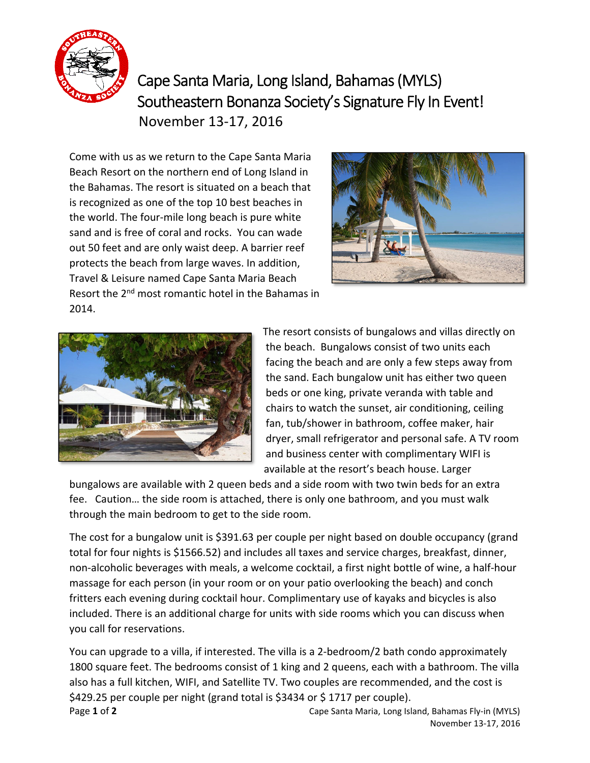# Cape Santa Maria, Long Island, Bahamas (MYLS)
# Southeastern Bonanza Society's Signature Fly In Event!

## November 13-17, 2016

Come with us as we return to the Cape Santa Maria Beach Resort on the northern end of Long Island in the Bahamas. The resort is situated on a beach that is recognized as one of the top 10 best beaches in the world. The four-mile long beach is pure white sand and is free of coral and rocks. You can wade out 50 feet and are only waist deep. A barrier reef protects the beach from large waves. In addition, Travel & Leisure named Cape Santa Maria Beach Resort the 2nd most romantic hotel in the Bahamas in 2014.

The resort consists of bungalows and villas directly on the beach. Bungalows consist of two units each facing the beach and are only a few steps away from the sand. Each bungalow unit has either two queen beds or one king, private veranda with table and chairs to watch the sunset, air conditioning, ceiling fan, tub/shower in bathroom, coffee maker, hair dryer, small refrigerator and personal safe. A TV room and business center with complimentary WIFI is available at the resort's beach house. Larger bungalows are available with 2 queen beds and a side room with two twin beds for an extra fee. Caution… the side room is attached, there is only one bathroom, and you must walk through the main bedroom to get to the side room.

The cost for a bungalow unit is $391.63 per couple per night based on double occupancy (grand total for four nights is $1566.52) and includes all taxes and service charges, breakfast, dinner, non-alcoholic beverages with meals, a welcome cocktail, a first night bottle of wine, a half-hour massage for each person (in your room or on your patio overlooking the beach) and conch fritters each evening during cocktail hour. Complimentary use of kayaks and bicycles is also included. There is an additional charge for units with side rooms which you can discuss when you call for reservations.

You can upgrade to a villa, if interested. The villa is a 2-bedroom/2 bath condo approximately 1800 square feet. The bedrooms consist of 1 king and 2 queens, each with a bathroom. The villa also has a full kitchen, WIFI, and Satellite TV. Two couples are recommended, and the cost is $429.25 per couple per night (grand total is $3434 or $ 1717 per couple).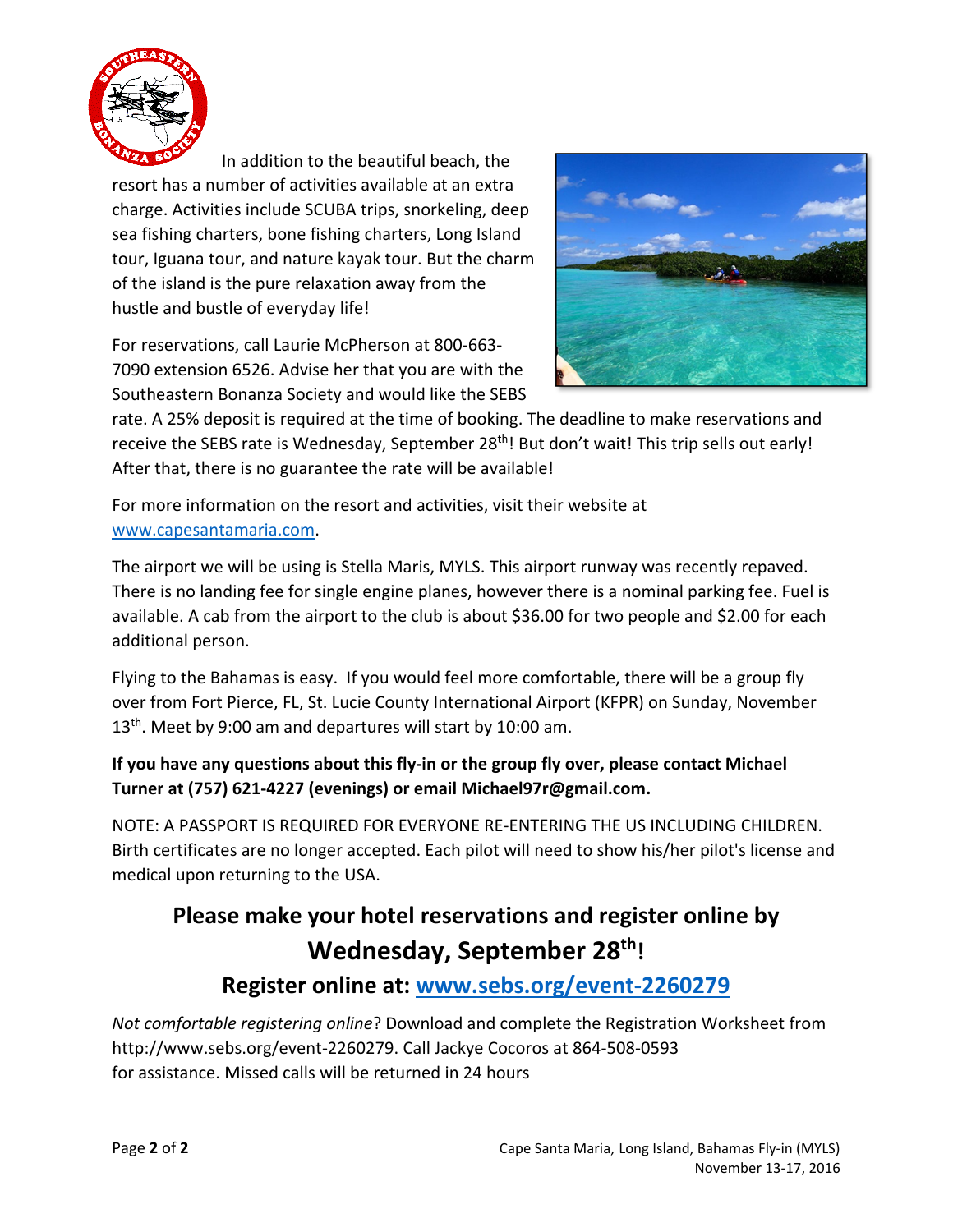In addition to the beautiful beach, the resort has a number of activities available at an extra charge. Activities include SCUBA trips, snorkeling, deep sea fishing charters, bone fishing charters, Long Island tour, Iguana tour, and nature kayak tour. But the charm of the island is the pure relaxation away from the hustle and bustle of everyday life!

For reservations, call Laurie McPherson at 800-663-7090 extension 6526. Advise her that you are with the Southeastern Bonanza Society and would like the SEBS rate. A 25% deposit is required at the time of booking. The deadline to make reservations and receive the SEBS rate is Wednesday, September 28th! But don't wait! This trip sells out early! After that, there is no guarantee the rate will be available!

For more information on the resort and activities, visit their website at [www.capesantamaria.com](http://www.capesantamaria.com).

The airport we will be using is Stella Maris, MYLS. This airport runway was recently repaved. There is no landing fee for single engine planes, however there is a nominal parking fee. Fuel is available. A cab from the airport to the club is about $36.00 for two people and $2.00 for each additional person.

Flying to the Bahamas is easy. If you would feel more comfortable, there will be a group fly over from Fort Pierce, FL, St. Lucie County International Airport (KFPR) on Sunday, November 13th. Meet by 9:00 am and departures will start by 10:00 am.

**If you have any questions about this fly-in or the group fly over, please contact Michael Turner at (757) 621-4227 (evenings) or email Michael97r@gmail.com.**

NOTE: A PASSPORT IS REQUIRED FOR EVERYONE RE-ENTERING THE US INCLUDING CHILDREN. Birth certificates are no longer accepted. Each pilot will need to show his/her pilot's license and medical upon returning to the USA.

## Please make your hotel reservations and register online by Wednesday, September 28th!

### Register online at: [www.sebs.org/event-2260279](http://www.sebs.org/event-2260279)

*Not comfortable registering online*? Download and complete the Registration Worksheet from http://www.sebs.org/event-2260279. Call Jackye Cocoros at 864-508-0593 for assistance. Missed calls will be returned in 24 hours